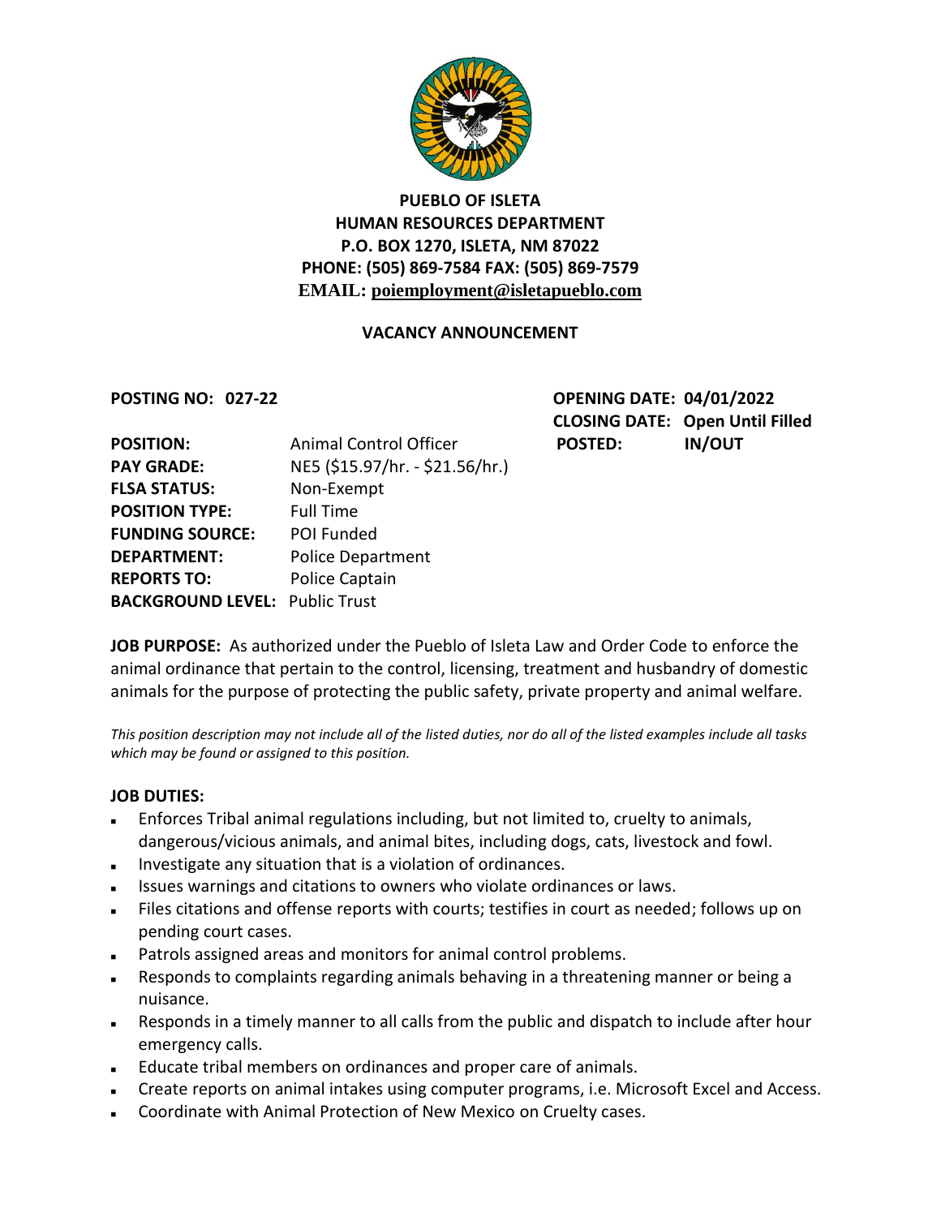**PUEBLO OF ISLETA**
**HUMAN RESOURCES DEPARTMENT**
**P.O. BOX 1270, ISLETA, NM 87022**
**PHONE: (505) 869-7584 FAX: (505) 869-7579**
**EMAIL: poiemployment@isletapueblo.com**

## VACANCY ANNOUNCEMENT

**POSTING NO: 027-22**

**OPENING DATE: 04/01/2022**
**CLOSING DATE: Open Until Filled**
**POSTED: IN/OUT**

**POSITION:** Animal Control Officer
**PAY GRADE:** NE5 ($15.97/hr. - $21.56/hr.)
**FLSA STATUS:** Non-Exempt
**POSITION TYPE:** Full Time
**FUNDING SOURCE:** POI Funded
**DEPARTMENT:** Police Department
**REPORTS TO:** Police Captain
**BACKGROUND LEVEL:** Public Trust

**JOB PURPOSE:** As authorized under the Pueblo of Isleta Law and Order Code to enforce the animal ordinance that pertain to the control, licensing, treatment and husbandry of domestic animals for the purpose of protecting the public safety, private property and animal welfare.

*This position description may not include all of the listed duties, nor do all of the listed examples include all tasks which may be found or assigned to this position.*

**JOB DUTIES:**

- Enforces Tribal animal regulations including, but not limited to, cruelty to animals, dangerous/vicious animals, and animal bites, including dogs, cats, livestock and fowl.
- Investigate any situation that is a violation of ordinances.
- Issues warnings and citations to owners who violate ordinances or laws.
- Files citations and offense reports with courts; testifies in court as needed; follows up on pending court cases.
- Patrols assigned areas and monitors for animal control problems.
- Responds to complaints regarding animals behaving in a threatening manner or being a nuisance.
- Responds in a timely manner to all calls from the public and dispatch to include after hour emergency calls.
- Educate tribal members on ordinances and proper care of animals.
- Create reports on animal intakes using computer programs, i.e. Microsoft Excel and Access.
- Coordinate with Animal Protection of New Mexico on Cruelty cases.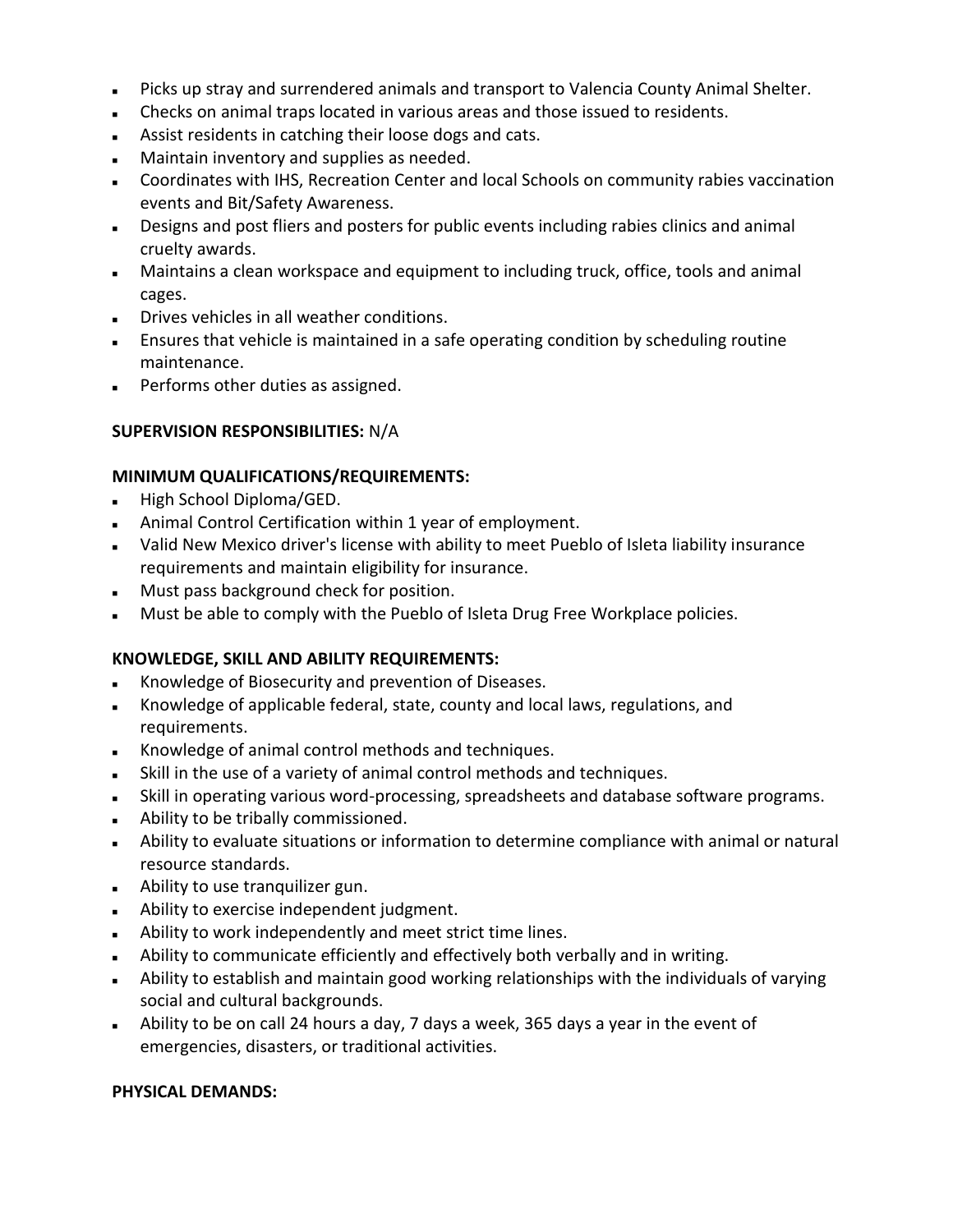- Picks up stray and surrendered animals and transport to Valencia County Animal Shelter.
- Checks on animal traps located in various areas and those issued to residents.
- Assist residents in catching their loose dogs and cats.
- Maintain inventory and supplies as needed.
- Coordinates with IHS, Recreation Center and local Schools on community rabies vaccination events and Bit/Safety Awareness.
- Designs and post fliers and posters for public events including rabies clinics and animal cruelty awards.
- Maintains a clean workspace and equipment to including truck, office, tools and animal cages.
- Drives vehicles in all weather conditions.
- Ensures that vehicle is maintained in a safe operating condition by scheduling routine maintenance.
- Performs other duties as assigned.

**SUPERVISION RESPONSIBILITIES:** N/A

**MINIMUM QUALIFICATIONS/REQUIREMENTS:**

- High School Diploma/GED.
- Animal Control Certification within 1 year of employment.
- Valid New Mexico driver's license with ability to meet Pueblo of Isleta liability insurance requirements and maintain eligibility for insurance.
- Must pass background check for position.
- Must be able to comply with the Pueblo of Isleta Drug Free Workplace policies.

**KNOWLEDGE, SKILL AND ABILITY REQUIREMENTS:**

- Knowledge of Biosecurity and prevention of Diseases.
- Knowledge of applicable federal, state, county and local laws, regulations, and requirements.
- Knowledge of animal control methods and techniques.
- Skill in the use of a variety of animal control methods and techniques.
- Skill in operating various word-processing, spreadsheets and database software programs.
- Ability to be tribally commissioned.
- Ability to evaluate situations or information to determine compliance with animal or natural resource standards.
- Ability to use tranquilizer gun.
- Ability to exercise independent judgment.
- Ability to work independently and meet strict time lines.
- Ability to communicate efficiently and effectively both verbally and in writing.
- Ability to establish and maintain good working relationships with the individuals of varying social and cultural backgrounds.
- Ability to be on call 24 hours a day, 7 days a week, 365 days a year in the event of emergencies, disasters, or traditional activities.

**PHYSICAL DEMANDS:**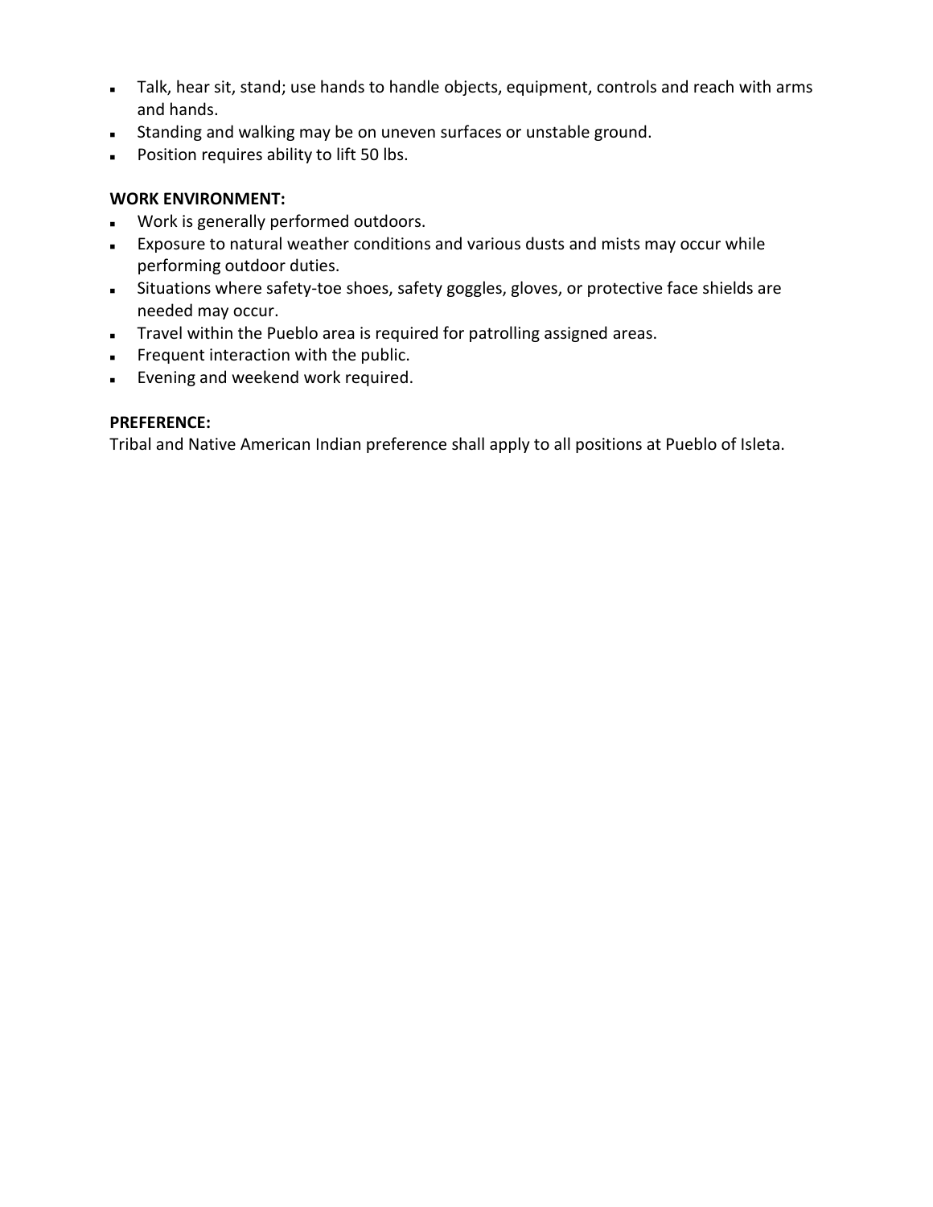- Talk, hear sit, stand; use hands to handle objects, equipment, controls and reach with arms and hands.
- Standing and walking may be on uneven surfaces or unstable ground.
- Position requires ability to lift 50 lbs.

**WORK ENVIRONMENT:**

- Work is generally performed outdoors.
- Exposure to natural weather conditions and various dusts and mists may occur while performing outdoor duties.
- Situations where safety-toe shoes, safety goggles, gloves, or protective face shields are needed may occur.
- Travel within the Pueblo area is required for patrolling assigned areas.
- Frequent interaction with the public.
- Evening and weekend work required.

**PREFERENCE:**

Tribal and Native American Indian preference shall apply to all positions at Pueblo of Isleta.